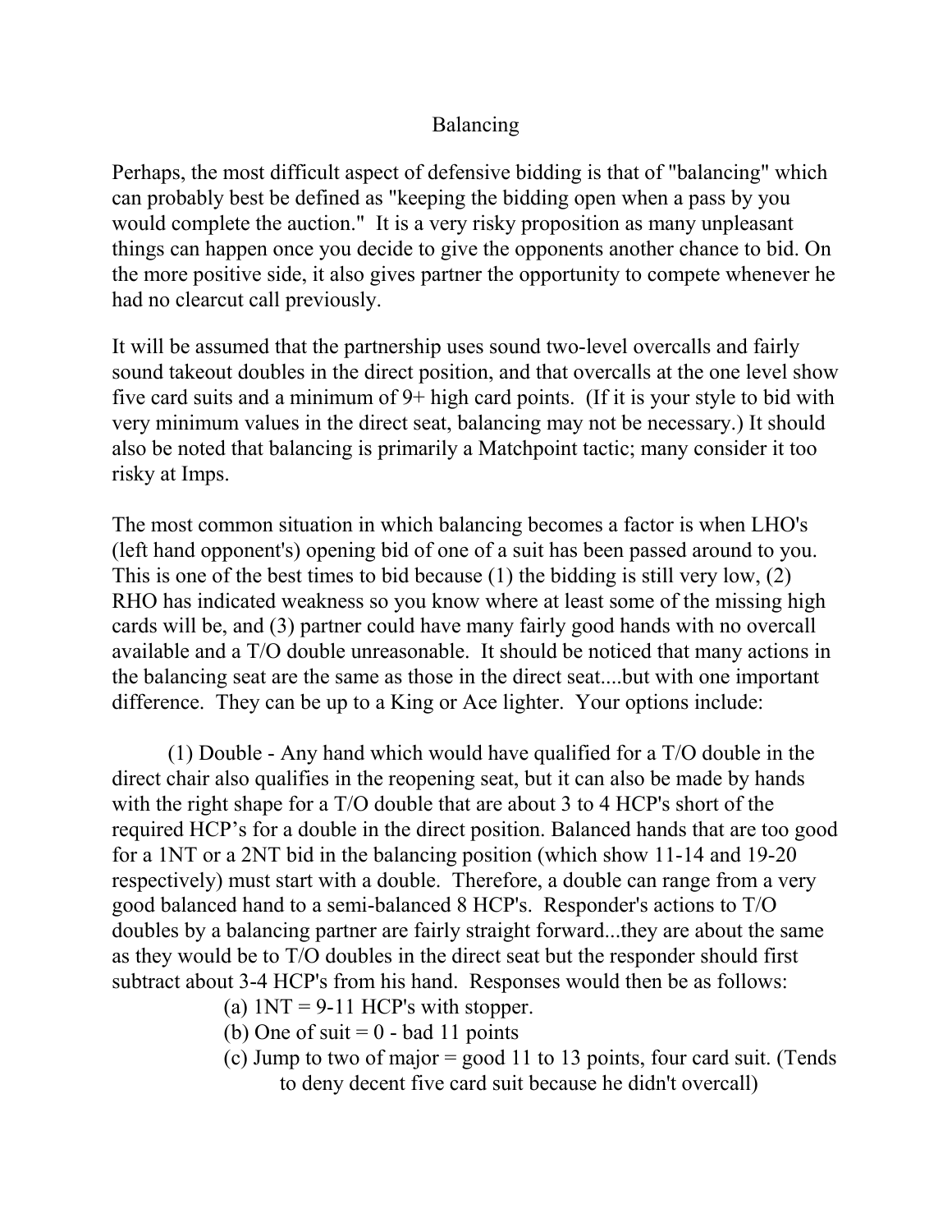# Balancing

Perhaps, the most difficult aspect of defensive bidding is that of "balancing" which can probably best be defined as "keeping the bidding open when a pass by you would complete the auction." It is a very risky proposition as many unpleasant things can happen once you decide to give the opponents another chance to bid. On the more positive side, it also gives partner the opportunity to compete whenever he had no clearcut call previously.

It will be assumed that the partnership uses sound two-level overcalls and fairly sound takeout doubles in the direct position, and that overcalls at the one level show five card suits and a minimum of 9+ high card points. (If it is your style to bid with very minimum values in the direct seat, balancing may not be necessary.) It should also be noted that balancing is primarily a Matchpoint tactic; many consider it too risky at Imps.

The most common situation in which balancing becomes a factor is when LHO's (left hand opponent's) opening bid of one of a suit has been passed around to you. This is one of the best times to bid because (1) the bidding is still very low, (2) RHO has indicated weakness so you know where at least some of the missing high cards will be, and (3) partner could have many fairly good hands with no overcall available and a T/O double unreasonable. It should be noticed that many actions in the balancing seat are the same as those in the direct seat....but with one important difference. They can be up to a King or Ace lighter. Your options include:

(1) Double - Any hand which would have qualified for a T/O double in the direct chair also qualifies in the reopening seat, but it can also be made by hands with the right shape for a T/O double that are about 3 to 4 HCP's short of the required HCP's for a double in the direct position. Balanced hands that are too good for a 1NT or a 2NT bid in the balancing position (which show 11-14 and 19-20 respectively) must start with a double. Therefore, a double can range from a very good balanced hand to a semi-balanced 8 HCP's. Responder's actions to T/O doubles by a balancing partner are fairly straight forward...they are about the same as they would be to T/O doubles in the direct seat but the responder should first subtract about 3-4 HCP's from his hand. Responses would then be as follows:

- (a) 1NT = 9-11 HCP's with stopper.
- (b) One of suit = 0 - bad 11 points
- (c) Jump to two of major = good 11 to 13 points, four card suit. (Tends to deny decent five card suit because he didn't overcall)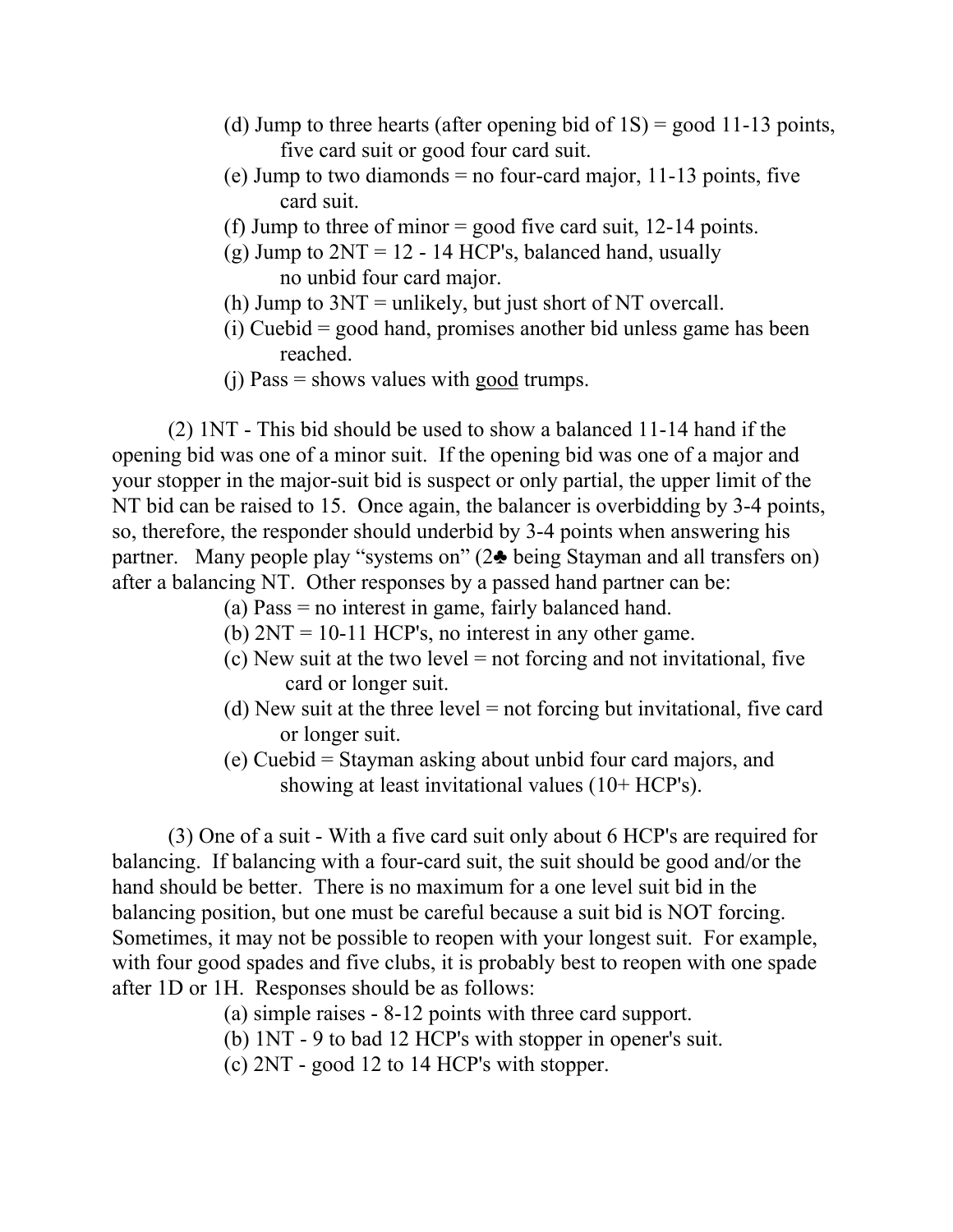(d) Jump to three hearts (after opening bid of 1S) = good 11-13 points, five card suit or good four card suit.
(e) Jump to two diamonds = no four-card major, 11-13 points, five card suit.
(f) Jump to three of minor = good five card suit, 12-14 points.
(g) Jump to 2NT = 12 - 14 HCP's, balanced hand, usually no unbid four card major.
(h) Jump to 3NT = unlikely, but just short of NT overcall.
(i) Cuebid = good hand, promises another bid unless game has been reached.
(j) Pass = shows values with <u>good</u> trumps.

(2) 1NT - This bid should be used to show a balanced 11-14 hand if the opening bid was one of a minor suit. If the opening bid was one of a major and your stopper in the major-suit bid is suspect or only partial, the upper limit of the NT bid can be raised to 15. Once again, the balancer is overbidding by 3-4 points, so, therefore, the responder should underbid by 3-4 points when answering his partner. Many people play "systems on" (2♣ being Stayman and all transfers on) after a balancing NT. Other responses by a passed hand partner can be:

(a) Pass = no interest in game, fairly balanced hand.
(b) 2NT = 10-11 HCP's, no interest in any other game.
(c) New suit at the two level = not forcing and not invitational, five card or longer suit.
(d) New suit at the three level = not forcing but invitational, five card or longer suit.
(e) Cuebid = Stayman asking about unbid four card majors, and showing at least invitational values (10+ HCP's).

(3) One of a suit - With a five card suit only about 6 HCP's are required for balancing. If balancing with a four-card suit, the suit should be good and/or the hand should be better. There is no maximum for a one level suit bid in the balancing position, but one must be careful because a suit bid is NOT forcing. Sometimes, it may not be possible to reopen with your longest suit. For example, with four good spades and five clubs, it is probably best to reopen with one spade after 1D or 1H. Responses should be as follows:

(a) simple raises - 8-12 points with three card support.
(b) 1NT - 9 to bad 12 HCP's with stopper in opener's suit.
(c) 2NT - good 12 to 14 HCP's with stopper.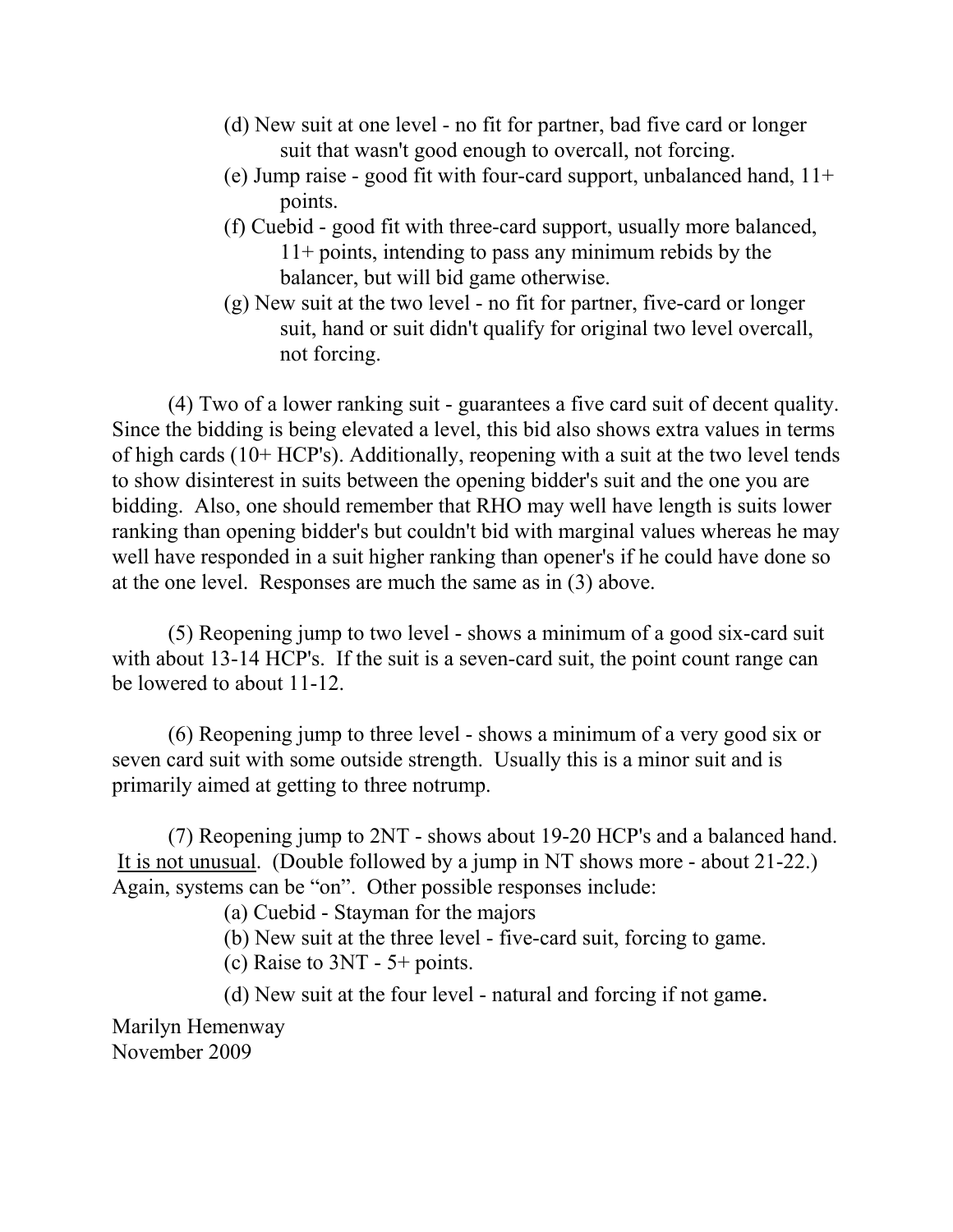(d) New suit at one level - no fit for partner, bad five card or longer suit that wasn't good enough to overcall, not forcing.

(e) Jump raise - good fit with four-card support, unbalanced hand, 11+ points.

(f) Cuebid - good fit with three-card support, usually more balanced, 11+ points, intending to pass any minimum rebids by the balancer, but will bid game otherwise.

(g) New suit at the two level - no fit for partner, five-card or longer suit, hand or suit didn't qualify for original two level overcall, not forcing.

(4) Two of a lower ranking suit - guarantees a five card suit of decent quality. Since the bidding is being elevated a level, this bid also shows extra values in terms of high cards (10+ HCP's). Additionally, reopening with a suit at the two level tends to show disinterest in suits between the opening bidder's suit and the one you are bidding. Also, one should remember that RHO may well have length is suits lower ranking than opening bidder's but couldn't bid with marginal values whereas he may well have responded in a suit higher ranking than opener's if he could have done so at the one level. Responses are much the same as in (3) above.

(5) Reopening jump to two level - shows a minimum of a good six-card suit with about 13-14 HCP's. If the suit is a seven-card suit, the point count range can be lowered to about 11-12.

(6) Reopening jump to three level - shows a minimum of a very good six or seven card suit with some outside strength. Usually this is a minor suit and is primarily aimed at getting to three notrump.

(7) Reopening jump to 2NT - shows about 19-20 HCP's and a balanced hand. <u>It is not unusual</u>. (Double followed by a jump in NT shows more - about 21-22.) Again, systems can be "on". Other possible responses include:

(a) Cuebid - Stayman for the majors

(b) New suit at the three level - five-card suit, forcing to game.

(c) Raise to 3NT - 5+ points.

(d) New suit at the four level - natural and forcing if not game.

Marilyn Hemenway
November 2009